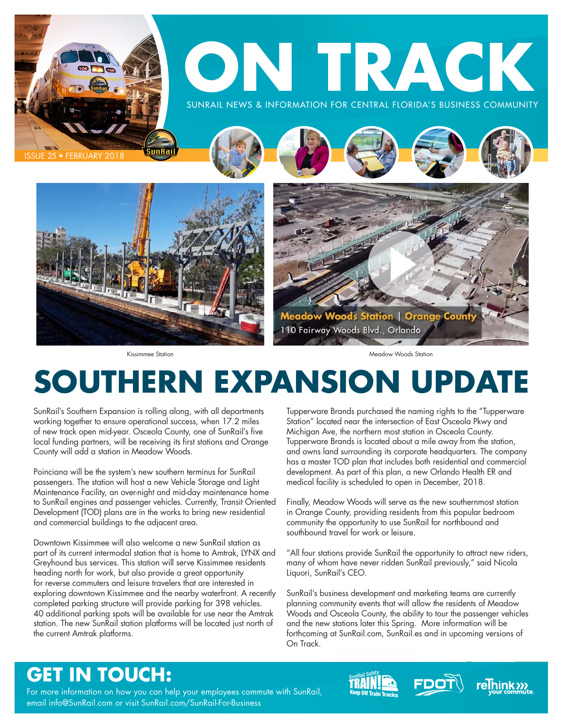# ON TRACK

SUNRAIL NEWS & INFORMATION FOR CENTRAL FLORIDA'S BUSINESS COMMUNITY

ISSUE 25 • FEBRUARY 2018

Kissimmee Station

Meadow Woods Station | Orange County
110 Fairway Woods Blvd., Orlando

Meadow Woods Station

# SOUTHERN EXPANSION UPDATE

SunRail's Southern Expansion is rolling along, with all departments working together to ensure operational success, when 17.2 miles of new track open mid-year. Osceola County, one of SunRail's five local funding partners, will be receiving its first stations and Orange County will add a station in Meadow Woods.

Poinciana will be the system's new southern terminus for SunRail passengers. The station will host a new Vehicle Storage and Light Maintenance Facility, an over-night and mid-day maintenance home to SunRail engines and passenger vehicles. Currently, Transit Oriented Development (TOD) plans are in the works to bring new residential and commercial buildings to the adjacent area.

Downtown Kissimmee will also welcome a new SunRail station as part of its current intermodal station that is home to Amtrak, LYNX and Greyhound bus services. This station will serve Kissimmee residents heading north for work, but also provide a great opportunity for reverse commuters and leisure travelers that are interested in exploring downtown Kissimmee and the nearby waterfront. A recently completed parking structure will provide parking for 398 vehicles. 40 additional parking spots will be available for use near the Amtrak station. The new SunRail station platforms will be located just north of the current Amtrak platforms.

Tupperware Brands purchased the naming rights to the "Tupperware Station" located near the intersection of East Osceola Pkwy and Michigan Ave, the northern most station in Osceola County. Tupperware Brands is located about a mile away from the station, and owns land surrounding its corporate headquarters. The company has a master TOD plan that includes both residential and commercial development. As part of this plan, a new Orlando Health ER and medical facility is scheduled to open in December, 2018.

Finally, Meadow Woods will serve as the new southernmost station in Orange County, providing residents from this popular bedroom community the opportunity to use SunRail for northbound and southbound travel for work or leisure.

"All four stations provide SunRail the opportunity to attract new riders, many of whom have never ridden SunRail previously," said Nicola Liquori, SunRail's CEO.

SunRail's business development and marketing teams are currently planning community events that will allow the residents of Meadow Woods and Osceola County, the ability to tour the passenger vehicles and the new stations later this Spring. More information will be forthcoming at SunRail.com, SunRail.es and in upcoming versions of On Track.

## GET IN TOUCH:

For more information on how you can help your employees commute with SunRail, email info@SunRail.com or visit SunRail.com/SunRail-For-Business

SunRail Safety TRAIN! Keep Off Train Tracks | FDOT | reThink your commute.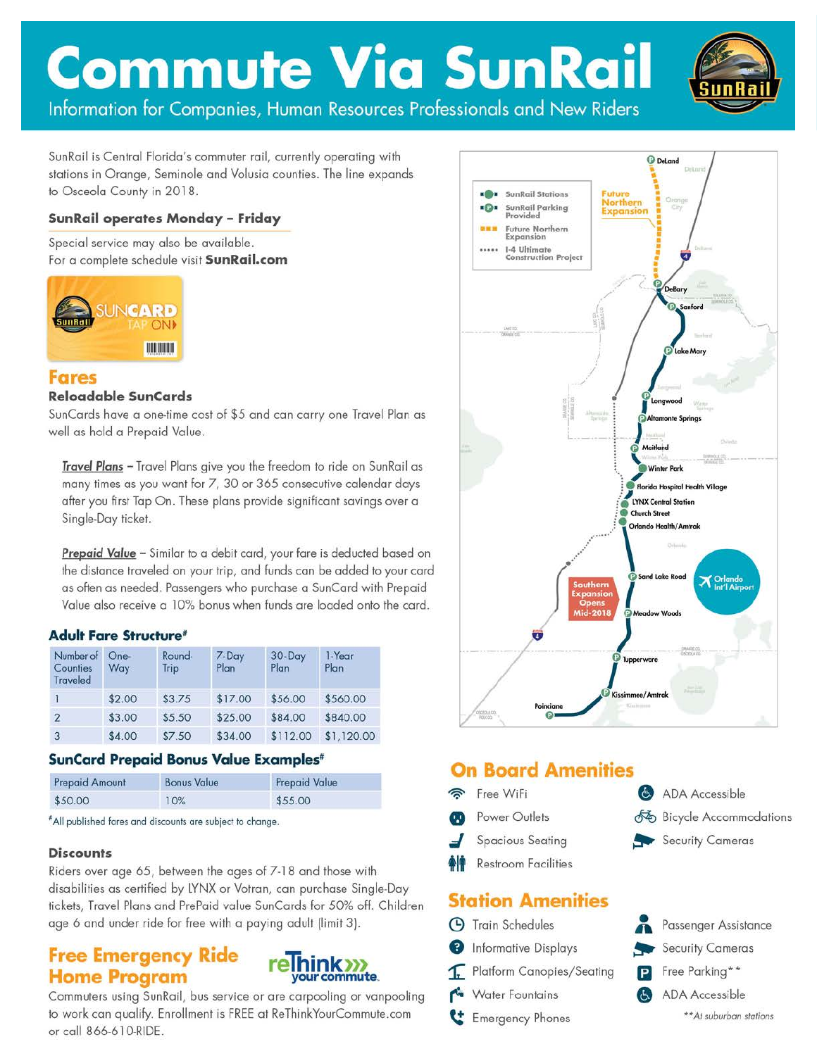# Commute Via SunRail

Information for Companies, Human Resources Professionals and New Riders

SunRail is Central Florida's commuter rail, currently operating with stations in Orange, Seminole and Volusia counties. The line expands to Osceola County in 2018.

**SunRail operates Monday – Friday**

Special service may also be available.
For a complete schedule visit **SunRail.com**

SUNCARD TAP ON

## Fares

### Reloadable SunCards

SunCards have a one-time cost of $5 and can carry one Travel Plan as well as hold a Prepaid Value.

***Travel Plans*** – Travel Plans give you the freedom to ride on SunRail as many times as you want for 7, 30 or 365 consecutive calendar days after you first Tap On. These plans provide significant savings over a Single-Day ticket.

***Prepaid Value*** – Similar to a debit card, your fare is deducted based on the distance traveled on your trip, and funds can be added to your card as often as needed. Passengers who purchase a SunCard with Prepaid Value also receive a 10% bonus when funds are loaded onto the card.

### Adult Fare Structure#

| Number of Counties Traveled | One-Way | Round-Trip | 7-Day Plan | 30-Day Plan | 1-Year Plan |
|---|---|---|---|---|---|
| 1 | $2.00 | $3.75 | $17.00 | $56.00 | $560.00 |
| 2 | $3.00 | $5.50 | $25.00 | $84.00 | $840.00 |
| 3 | $4.00 | $7.50 | $34.00 | $112.00 | $1,120.00 |

### SunCard Prepaid Bonus Value Examples#

| Prepaid Amount | Bonus Value | Prepaid Value |
|---|---|---|
| $50.00 | 10% | $55.00 |

#All published fares and discounts are subject to change.

### Discounts

Riders over age 65, between the ages of 7-18 and those with disabilities as certified by LYNX or Votran, can purchase Single-Day tickets, Travel Plans and PrePaid value SunCards for 50% off. Children age 6 and under ride for free with a paying adult (limit 3).

## Free Emergency Ride Home Program

reThink your commute.

Commuters using SunRail, bus service or are carpooling or vanpooling to work can qualify. Enrollment is FREE at ReThinkYourCommute.com or call 866-610-RIDE.

SunRail Stations
SunRail Parking Provided
Future Northern Expansion
I-4 Ultimate Construction Project

Future Northern Expansion

DeLand
DeBary
Sanford
Lake Mary
Longwood
Altamonte Springs
Maitland
Winter Park
Florida Hospital Health Village
LYNX Central Station
Church Street
Orlando Health/Amtrak
Sand Lake Road
Orlando Int'l Airport
Southern Expansion Opens Mid-2018
Meadow Woods
Tupperware
Kissimmee/Amtrak
Poinciana

## On Board Amenities

- Free WiFi
- Power Outlets
- Spacious Seating
- Restroom Facilities
- ADA Accessible
- Bicycle Accommodations
- Security Cameras

## Station Amenities

- Train Schedules
- Informative Displays
- Platform Canopies/Seating
- Water Fountains
- Emergency Phones
- Passenger Assistance
- Security Cameras
- Free Parking**
- ADA Accessible

**At suburban stations